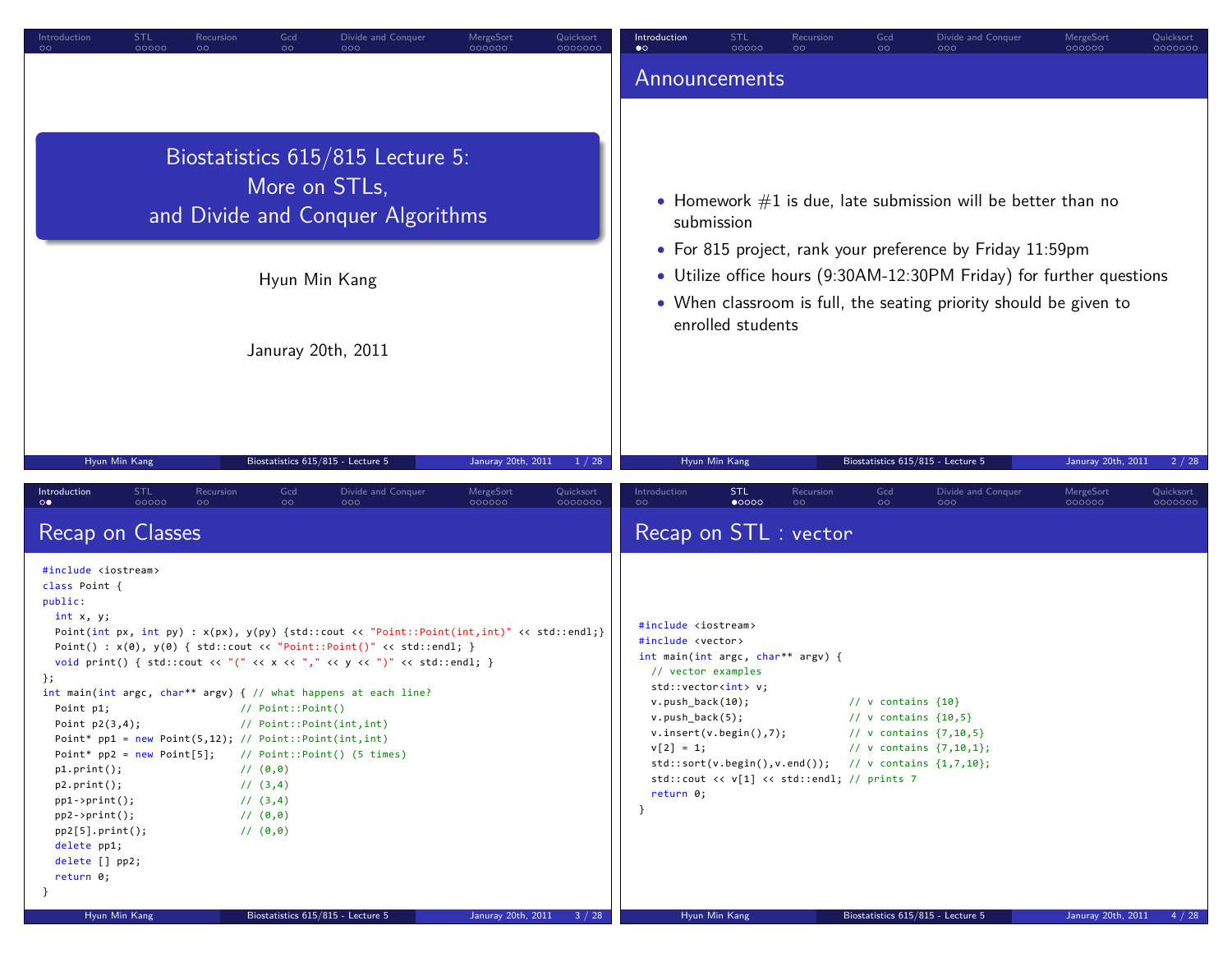# Biostatistics 615/815 Lecture 5: More on STLs, and Divide and Conquer Algorithms

Hyun Min Kang

Januray 20th, 2011

## Announcements

- Homework #1 is due, late submission will be better than no submission
- For 815 project, rank your preference by Friday 11:59pm
- Utilize office hours (9:30AM-12:30PM Friday) for further questions
- When classroom is full, the seating priority should be given to enrolled students

## Recap on Classes

```
#include <iostream>
class Point {
public:
  int x, y;
  Point(int px, int py) : x(px), y(py) {std::cout << "Point::Point(int,int)" << std::endl;}
  Point() : x(0), y(0) { std::cout << "Point::Point()" << std::endl; }
  void print() { std::cout << "(" << x << "," << y << ")" << std::endl; }
};
int main(int argc, char** argv) { // what happens at each line?
  Point p1;                    // Point::Point()
  Point p2(3,4);               // Point::Point(int,int)
  Point* pp1 = new Point(5,12); // Point::Point(int,int)
  Point* pp2 = new Point[5];   // Point::Point() (5 times)
  p1.print();                  // (0,0)
  p2.print();                  // (3,4)
  pp1->print();                // (3,4)
  pp2->print();                // (0,0)
  pp2[5].print();              // (0,0)
  delete pp1;
  delete [] pp2;
  return 0;
}
```

## Recap on STL : vector

```
#include <iostream>
#include <vector>
int main(int argc, char** argv) {
  // vector examples
  std::vector<int> v;
  v.push_back(10);               // v contains {10}
  v.push_back(5);                // v contains {10,5}
  v.insert(v.begin(),7);         // v contains {7,10,5}
  v[2] = 1;                      // v contains {7,10,1};
  std::sort(v.begin(),v.end());  // v contains {1,7,10};
  std::cout << v[1] << std::endl; // prints 7
  return 0;
}
```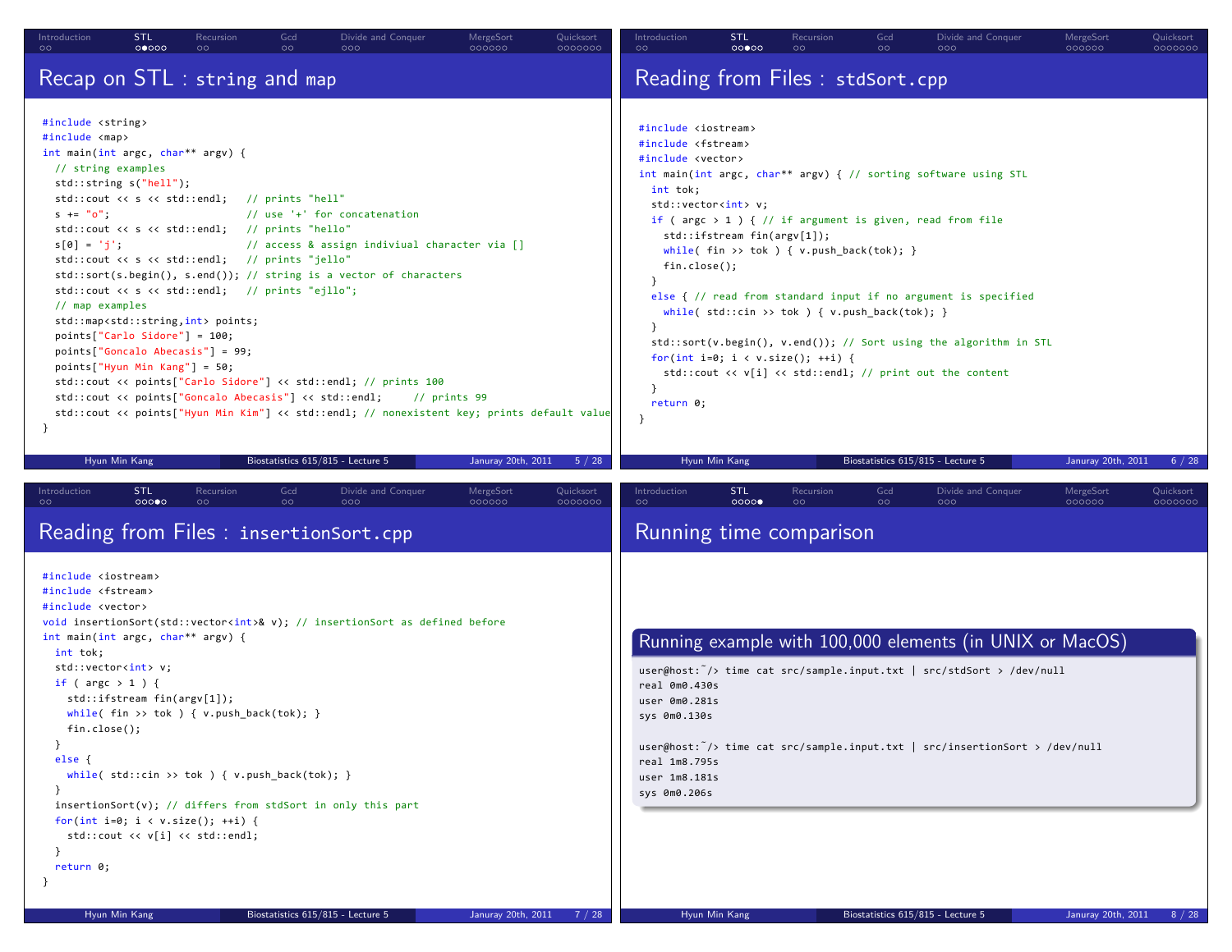## Recap on STL : `string` and `map`

```cpp
#include <string>
#include <map>
int main(int argc, char** argv) {
  // string examples
  std::string s("hell");
  std::cout << s << std::endl;   // prints "hell"
  s += "o";                      // use '+' for concatenation
  std::cout << s << std::endl;   // prints "hello"
  s[0] = 'j';                    // access & assign indiviual character via []
  std::cout << s << std::endl;   // prints "jello"
  std::sort(s.begin(), s.end()); // string is a vector of characters
  std::cout << s << std::endl;   // prints "ejllo";
  // map examples
  std::map<std::string,int> points;
  points["Carlo Sidore"] = 100;
  points["Goncalo Abecasis"] = 99;
  points["Hyun Min Kang"] = 50;
  std::cout << points["Carlo Sidore"] << std::endl; // prints 100
  std::cout << points["Goncalo Abecasis"] << std::endl;     // prints 99
  std::cout << points["Hyun Min Kim"] << std::endl; // nonexistent key; prints default value
}
```

## Reading from Files : `stdSort.cpp`

```cpp
#include <iostream>
#include <fstream>
#include <vector>
int main(int argc, char** argv) { // sorting software using STL
  int tok;
  std::vector<int> v;
  if ( argc > 1 ) { // if argument is given, read from file
    std::ifstream fin(argv[1]);
    while( fin >> tok ) { v.push_back(tok); }
    fin.close();
  }
  else { // read from standard input if no argument is specified
    while( std::cin >> tok ) { v.push_back(tok); }
  }
  std::sort(v.begin(), v.end()); // Sort using the algorithm in STL
  for(int i=0; i < v.size(); ++i) {
    std::cout << v[i] << std::endl; // print out the content
  }
  return 0;
}
```

## Reading from Files : `insertionSort.cpp`

```cpp
#include <iostream>
#include <fstream>
#include <vector>
void insertionSort(std::vector<int>& v); // insertionSort as defined before
int main(int argc, char** argv) {
  int tok;
  std::vector<int> v;
  if ( argc > 1 ) {
    std::ifstream fin(argv[1]);
    while( fin >> tok ) { v.push_back(tok); }
    fin.close();
  }
  else {
    while( std::cin >> tok ) { v.push_back(tok); }
  }
  insertionSort(v); // differs from stdSort in only this part
  for(int i=0; i < v.size(); ++i) {
    std::cout << v[i] << std::endl;
  }
  return 0;
}
```

## Running time comparison

### Running example with 100,000 elements (in UNIX or MacOS)

```
user@host:~/> time cat src/sample.input.txt | src/stdSort > /dev/null
real 0m0.430s
user 0m0.281s
sys 0m0.130s

user@host:~/> time cat src/sample.input.txt | src/insertionSort > /dev/null
real 1m8.795s
user 1m8.181s
sys 0m0.206s
```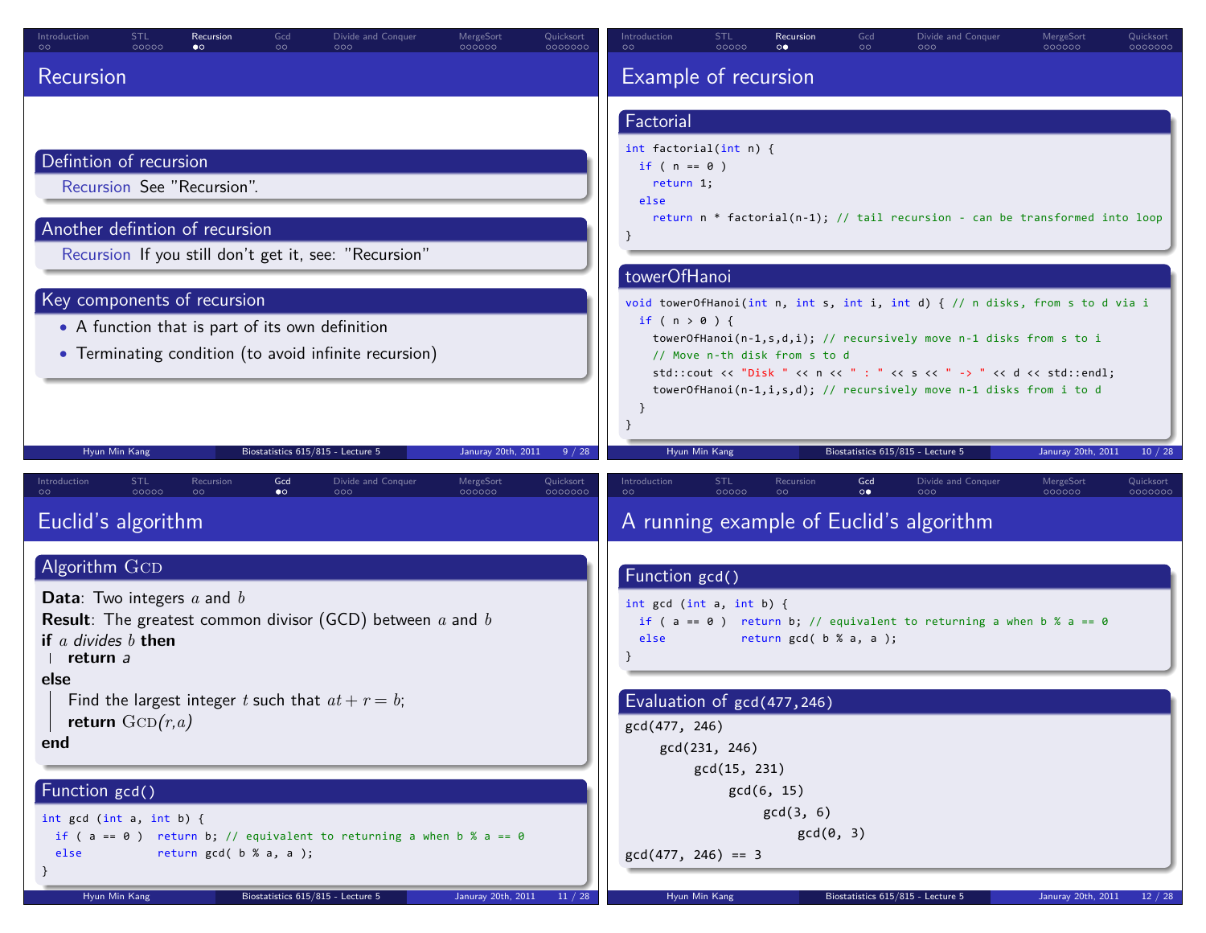# Recursion

## Defintion of recursion

Recursion See "Recursion".

## Another defintion of recursion

Recursion If you still don't get it, see: "Recursion"

## Key components of recursion

- A function that is part of its own definition
- Terminating condition (to avoid infinite recursion)

# Example of recursion

## Factorial

```
int factorial(int n) {
  if ( n == 0 )
    return 1;
  else
    return n * factorial(n-1); // tail recursion - can be transformed into loop
}
```

## towerOfHanoi

```
void towerOfHanoi(int n, int s, int i, int d) { // n disks, from s to d via i
  if ( n > 0 ) {
    towerOfHanoi(n-1,s,d,i); // recursively move n-1 disks from s to i
    // Move n-th disk from s to d
    std::cout << "Disk " << n << " : " << s << " -> " << d << std::endl;
    towerOfHanoi(n-1,i,s,d); // recursively move n-1 disks from i to d
  }
}
```

# Euclid's algorithm

## Algorithm GCD

**Data**: Two integers $a$ and $b$
**Result**: The greatest common divisor (GCD) between $a$ and $b$
**if** $a$ *divides* $b$ **then**
  **return** *a*
**else**
  Find the largest integer $t$ such that $at + r = b$;
  **return** GCD($r$,$a$)
**end**

## Function gcd()

```
int gcd (int a, int b) {
  if ( a == 0 )  return b; // equivalent to returning a when b % a == 0
  else           return gcd( b % a, a );
}
```

# A running example of Euclid's algorithm

## Function gcd()

```
int gcd (int a, int b) {
  if ( a == 0 )  return b; // equivalent to returning a when b % a == 0
  else           return gcd( b % a, a );
}
```

## Evaluation of gcd(477,246)

```
gcd(477, 246)
    gcd(231, 246)
        gcd(15, 231)
            gcd(6, 15)
                gcd(3, 6)
                    gcd(0, 3)
gcd(477, 246) == 3
```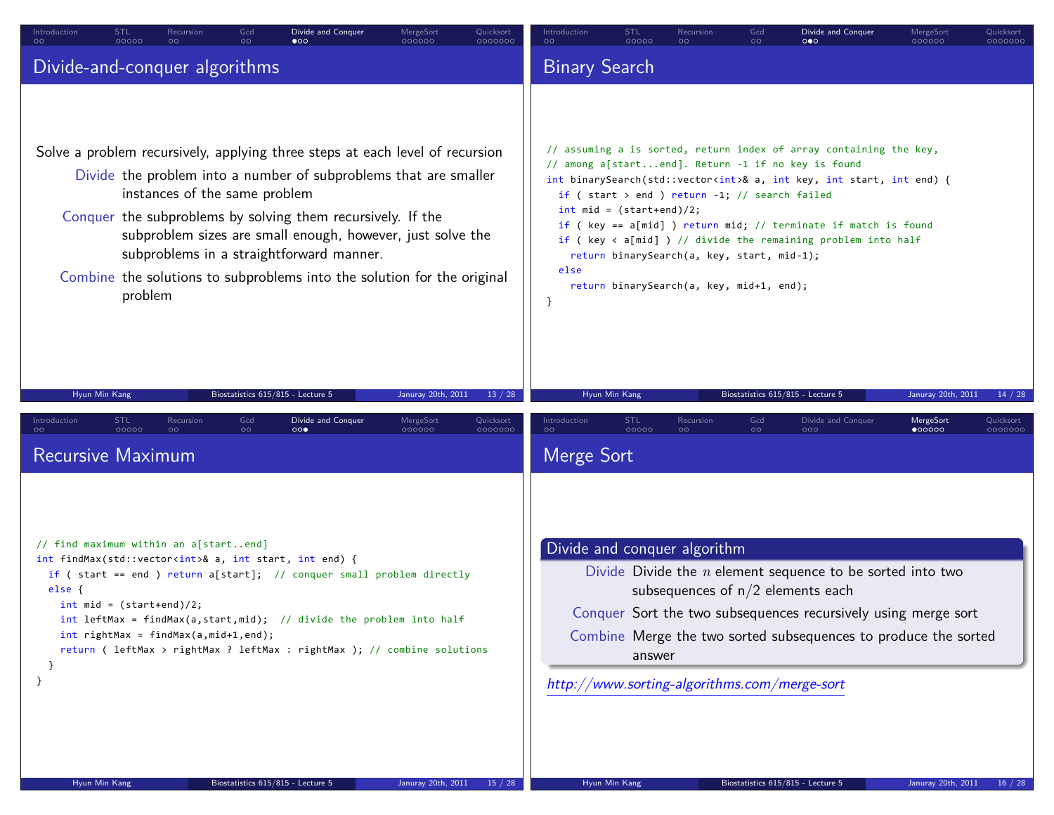## Divide-and-conquer algorithms

Solve a problem recursively, applying three steps at each level of recursion

- **Divide** the problem into a number of subproblems that are smaller instances of the same problem
- **Conquer** the subproblems by solving them recursively. If the subproblem sizes are small enough, however, just solve the subproblems in a straightforward manner.
- **Combine** the solutions to subproblems into the solution for the original problem

## Binary Search

```
// assuming a is sorted, return index of array containing the key,
// among a[start...end]. Return -1 if no key is found
int binarySearch(std::vector<int>& a, int key, int start, int end) {
  if ( start > end ) return -1; // search failed
  int mid = (start+end)/2;
  if ( key == a[mid] ) return mid; // terminate if match is found
  if ( key < a[mid] ) // divide the remaining problem into half
    return binarySearch(a, key, start, mid-1);
  else
    return binarySearch(a, key, mid+1, end);
}
```

## Recursive Maximum

```
// find maximum within an a[start..end]
int findMax(std::vector<int>& a, int start, int end) {
  if ( start == end ) return a[start];  // conquer small problem directly
  else {
    int mid = (start+end)/2;
    int leftMax = findMax(a,start,mid);  // divide the problem into half
    int rightMax = findMax(a,mid+1,end);
    return ( leftMax > rightMax ? leftMax : rightMax ); // combine solutions
  }
}
```

## Merge Sort

**Divide and conquer algorithm**

- **Divide** Divide the $n$ element sequence to be sorted into two subsequences of $n/2$ elements each
- **Conquer** Sort the two subsequences recursively using merge sort
- **Combine** Merge the two sorted subsequences to produce the sorted answer

*http://www.sorting-algorithms.com/merge-sort*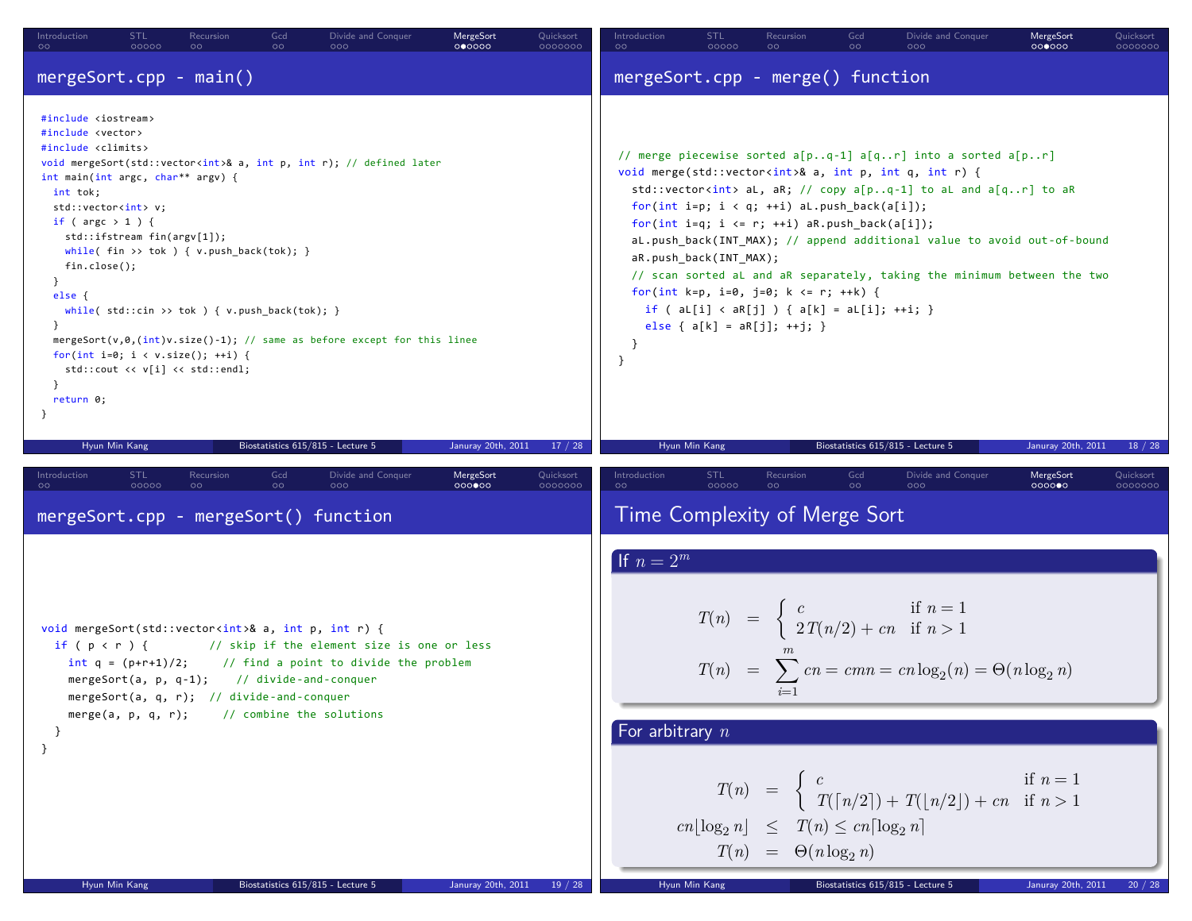## mergeSort.cpp - main()

```cpp
#include <iostream>
#include <vector>
#include <climits>
void mergeSort(std::vector<int>& a, int p, int r); // defined later
int main(int argc, char** argv) {
  int tok;
  std::vector<int> v;
  if ( argc > 1 ) {
    std::ifstream fin(argv[1]);
    while( fin >> tok ) { v.push_back(tok); }
    fin.close();
  }
  else {
    while( std::cin >> tok ) { v.push_back(tok); }
  }
  mergeSort(v,0,(int)v.size()-1); // same as before except for this linee
  for(int i=0; i < v.size(); ++i) {
    std::cout << v[i] << std::endl;
  }
  return 0;
}
```

## mergeSort.cpp - merge() function

```cpp
// merge piecewise sorted a[p..q-1] a[q..r] into a sorted a[p..r]
void merge(std::vector<int>& a, int p, int q, int r) {
  std::vector<int> aL, aR; // copy a[p..q-1] to aL and a[q..r] to aR
  for(int i=p; i < q; ++i) aL.push_back(a[i]);
  for(int i=q; i <= r; ++i) aR.push_back(a[i]);
  aL.push_back(INT_MAX); // append additional value to avoid out-of-bound
  aR.push_back(INT_MAX);
  // scan sorted aL and aR separately, taking the minimum between the two
  for(int k=p, i=0, j=0; k <= r; ++k) {
    if ( aL[i] < aR[j] ) { a[k] = aL[i]; ++i; }
    else { a[k] = aR[j]; ++j; }
  }
}
```

## mergeSort.cpp - mergeSort() function

```cpp
void mergeSort(std::vector<int>& a, int p, int r) {
  if ( p < r ) {          // skip if the element size is one or less
    int q = (p+r+1)/2;      // find a point to divide the problem
    mergeSort(a, p, q-1);    // divide-and-conquer
    mergeSort(a, q, r);   // divide-and-conquer
    merge(a, p, q, r);      // combine the solutions
  }
}
```

## Time Complexity of Merge Sort

### If $n = 2^m$

$$T(n) = \begin{cases} c & \text{if } n = 1 \\ 2T(n/2) + cn & \text{if } n > 1 \end{cases}$$

$$T(n) = \sum_{i=1}^{m} cn = cmn = cn\log_2(n) = \Theta(n \log_2 n)$$

### For arbitrary $n$

$$T(n) = \begin{cases} c & \text{if } n = 1 \\ T(\lceil n/2 \rceil) + T(\lfloor n/2 \rfloor) + cn & \text{if } n > 1 \end{cases}$$

$$cn\lfloor \log_2 n \rfloor \leq T(n) \leq cn\lceil \log_2 n \rceil$$

$$T(n) = \Theta(n \log_2 n)$$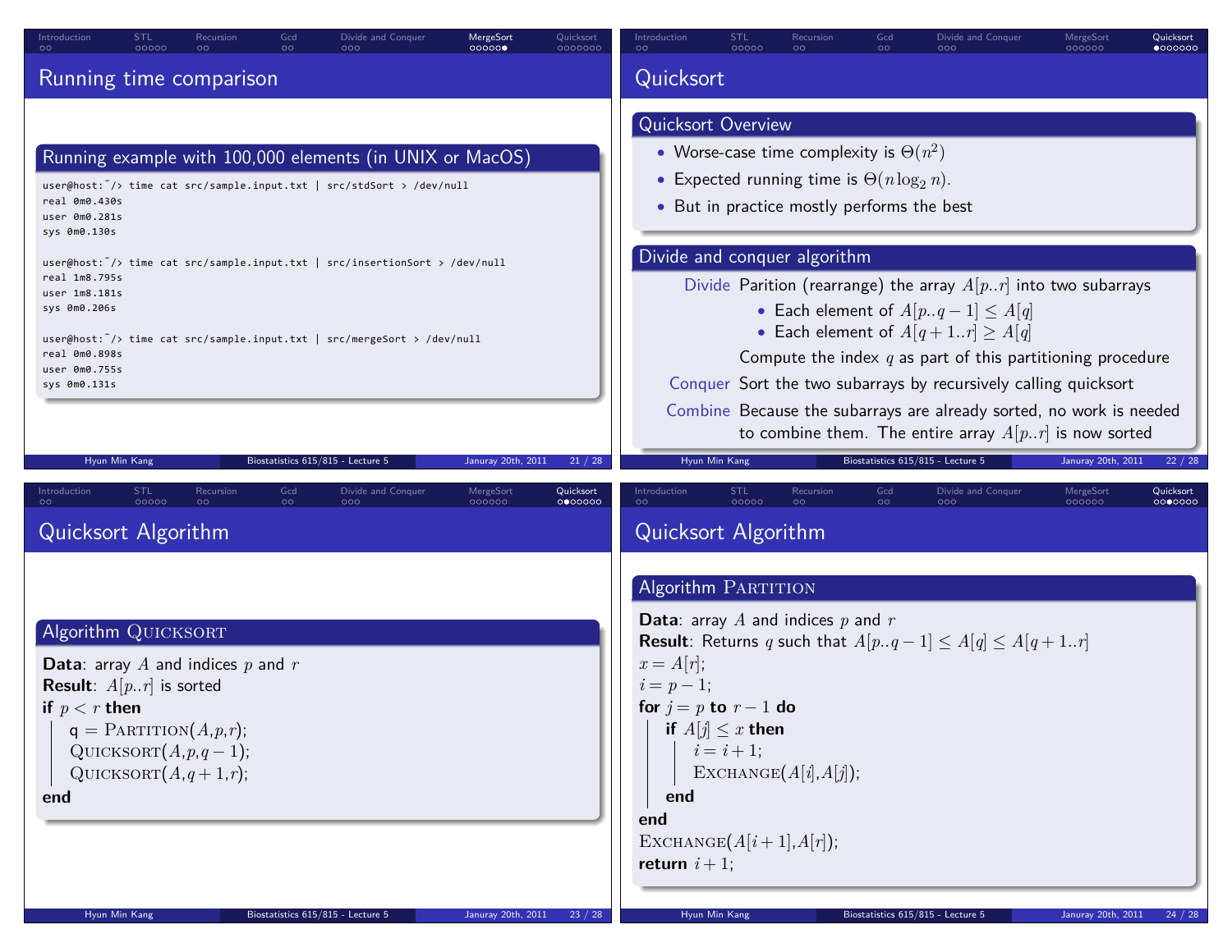## Running time comparison

### Running example with 100,000 elements (in UNIX or MacOS)

```
user@host:~/> time cat src/sample.input.txt | src/stdSort > /dev/null
real 0m0.430s
user 0m0.281s
sys 0m0.130s

user@host:~/> time cat src/sample.input.txt | src/insertionSort > /dev/null
real 1m8.795s
user 1m8.181s
sys 0m0.206s

user@host:~/> time cat src/sample.input.txt | src/mergeSort > /dev/null
real 0m0.898s
user 0m0.755s
sys 0m0.131s
```

## Quicksort

### Quicksort Overview

- Worse-case time complexity is $\Theta(n^2)$
- Expected running time is $\Theta(n \log_2 n)$.
- But in practice mostly performs the best

### Divide and conquer algorithm

**Divide** Parition (rearrange) the array $A[p..r]$ into two subarrays
- Each element of $A[p..q-1] \leq A[q]$
- Each element of $A[q+1..r] \geq A[q]$

Compute the index $q$ as part of this partitioning procedure

**Conquer** Sort the two subarrays by recursively calling quicksort

**Combine** Because the subarrays are already sorted, no work is needed to combine them. The entire array $A[p..r]$ is now sorted

## Quicksort Algorithm

### Algorithm QUICKSORT

**Data**: array $A$ and indices $p$ and $r$
**Result**: $A[p..r]$ is sorted

```
if p < r then
    q = PARTITION(A,p,r);
    QUICKSORT(A,p,q-1);
    QUICKSORT(A,q+1,r);
end
```

## Quicksort Algorithm

### Algorithm PARTITION

**Data**: array $A$ and indices $p$ and $r$
**Result**: Returns $q$ such that $A[p..q-1] \leq A[q] \leq A[q+1..r]$

```
x = A[r];
i = p - 1;
for j = p to r - 1 do
    if A[j] ≤ x then
        i = i + 1;
        EXCHANGE(A[i],A[j]);
    end
end
EXCHANGE(A[i+1],A[r]);
return i + 1;
```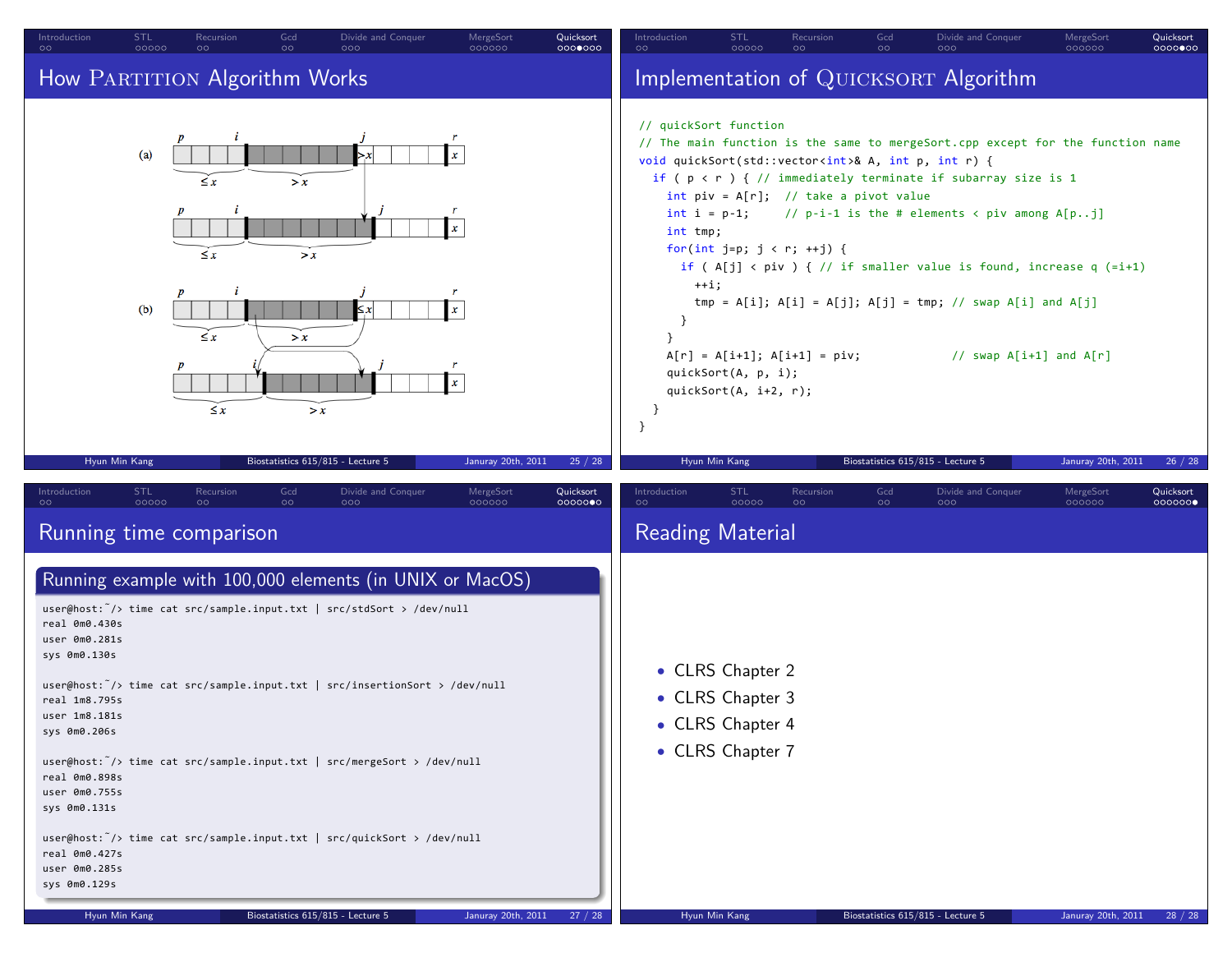## How PARTITION Algorithm Works

(a)

p i j r

$\leq x$ $> x$ $> x$ $x$

p i j r

$\leq x$ $> x$ $x$

(b)

p i j r

$\leq x$ $> x$ $\leq x$ $x$

p i j r

$\leq x$ $> x$ $x$

## Implementation of QUICKSORT Algorithm

```
// quickSort function
// The main function is the same to mergeSort.cpp except for the function name
void quickSort(std::vector<int>& A, int p, int r) {
  if ( p < r ) { // immediately terminate if subarray size is 1
    int piv = A[r];  // take a pivot value
    int i = p-1;     // p-i-1 is the # elements < piv among A[p..j]
    int tmp;
    for(int j=p; j < r; ++j) {
      if ( A[j] < piv ) { // if smaller value is found, increase q (=i+1)
        ++i;
        tmp = A[i]; A[i] = A[j]; A[j] = tmp; // swap A[i] and A[j]
      }
    }
    A[r] = A[i+1]; A[i+1] = piv;             // swap A[i+1] and A[r]
    quickSort(A, p, i);
    quickSort(A, i+2, r);
  }
}
```

## Running time comparison

### Running example with 100,000 elements (in UNIX or MacOS)

```
user@host:~/> time cat src/sample.input.txt | src/stdSort > /dev/null
real 0m0.430s
user 0m0.281s
sys 0m0.130s

user@host:~/> time cat src/sample.input.txt | src/insertionSort > /dev/null
real 1m8.795s
user 1m8.181s
sys 0m0.206s

user@host:~/> time cat src/sample.input.txt | src/mergeSort > /dev/null
real 0m0.898s
user 0m0.755s
sys 0m0.131s

user@host:~/> time cat src/sample.input.txt | src/quickSort > /dev/null
real 0m0.427s
user 0m0.285s
sys 0m0.129s
```

## Reading Material

- CLRS Chapter 2
- CLRS Chapter 3
- CLRS Chapter 4
- CLRS Chapter 7